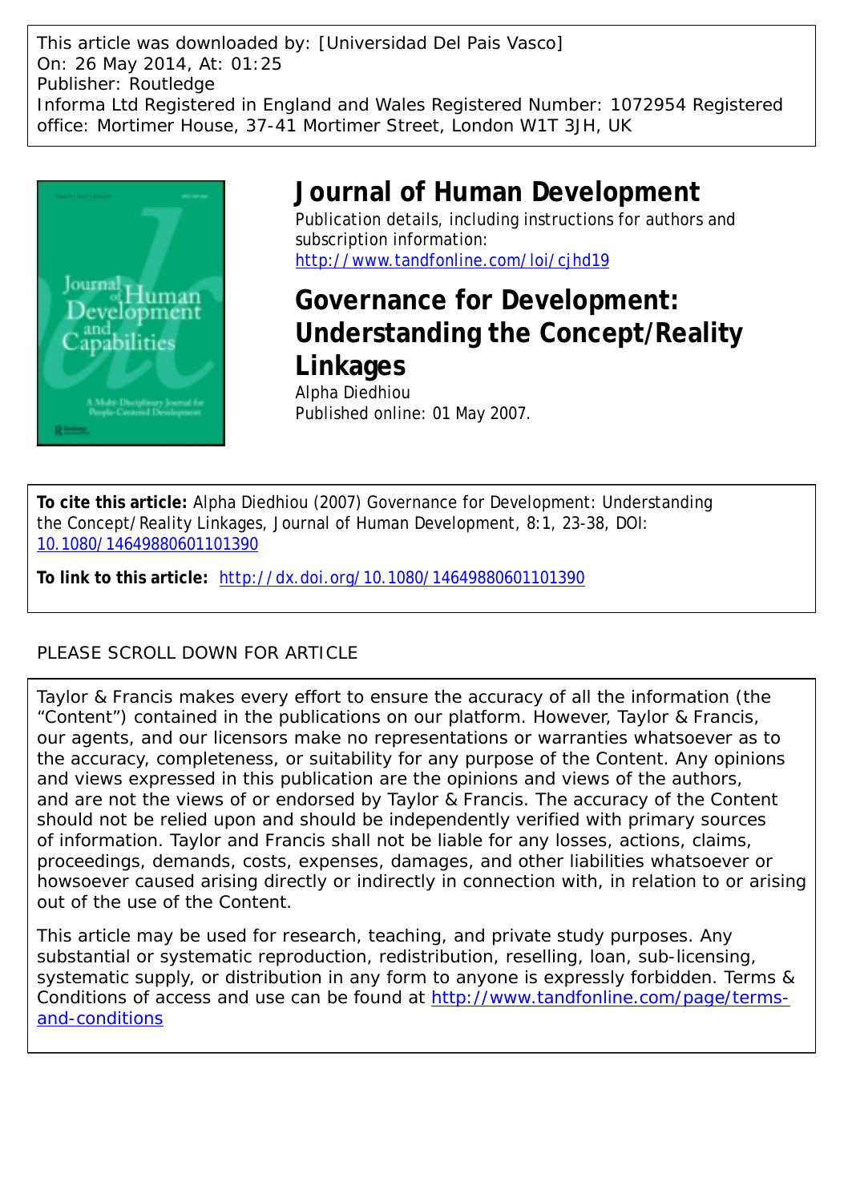This article was downloaded by: [Universidad Del Pais Vasco]
On: 26 May 2014, At: 01:25
Publisher: Routledge
Informa Ltd Registered in England and Wales Registered Number: 1072954 Registered office: Mortimer House, 37-41 Mortimer Street, London W1T 3JH, UK

# Journal of Human Development

Publication details, including instructions for authors and subscription information:
http://www.tandfonline.com/loi/cjhd19

# Governance for Development: Understanding the Concept/Reality Linkages

Alpha Diedhiou
Published online: 01 May 2007.

**To cite this article:** Alpha Diedhiou (2007) Governance for Development: Understanding the Concept/Reality Linkages, Journal of Human Development, 8:1, 23-38, DOI: 10.1080/14649880601101390

**To link to this article:** http://dx.doi.org/10.1080/14649880601101390

PLEASE SCROLL DOWN FOR ARTICLE

Taylor & Francis makes every effort to ensure the accuracy of all the information (the "Content") contained in the publications on our platform. However, Taylor & Francis, our agents, and our licensors make no representations or warranties whatsoever as to the accuracy, completeness, or suitability for any purpose of the Content. Any opinions and views expressed in this publication are the opinions and views of the authors, and are not the views of or endorsed by Taylor & Francis. The accuracy of the Content should not be relied upon and should be independently verified with primary sources of information. Taylor and Francis shall not be liable for any losses, actions, claims, proceedings, demands, costs, expenses, damages, and other liabilities whatsoever or howsoever caused arising directly or indirectly in connection with, in relation to or arising out of the use of the Content.

This article may be used for research, teaching, and private study purposes. Any substantial or systematic reproduction, redistribution, reselling, loan, sub-licensing, systematic supply, or distribution in any form to anyone is expressly forbidden. Terms & Conditions of access and use can be found at http://www.tandfonline.com/page/terms-and-conditions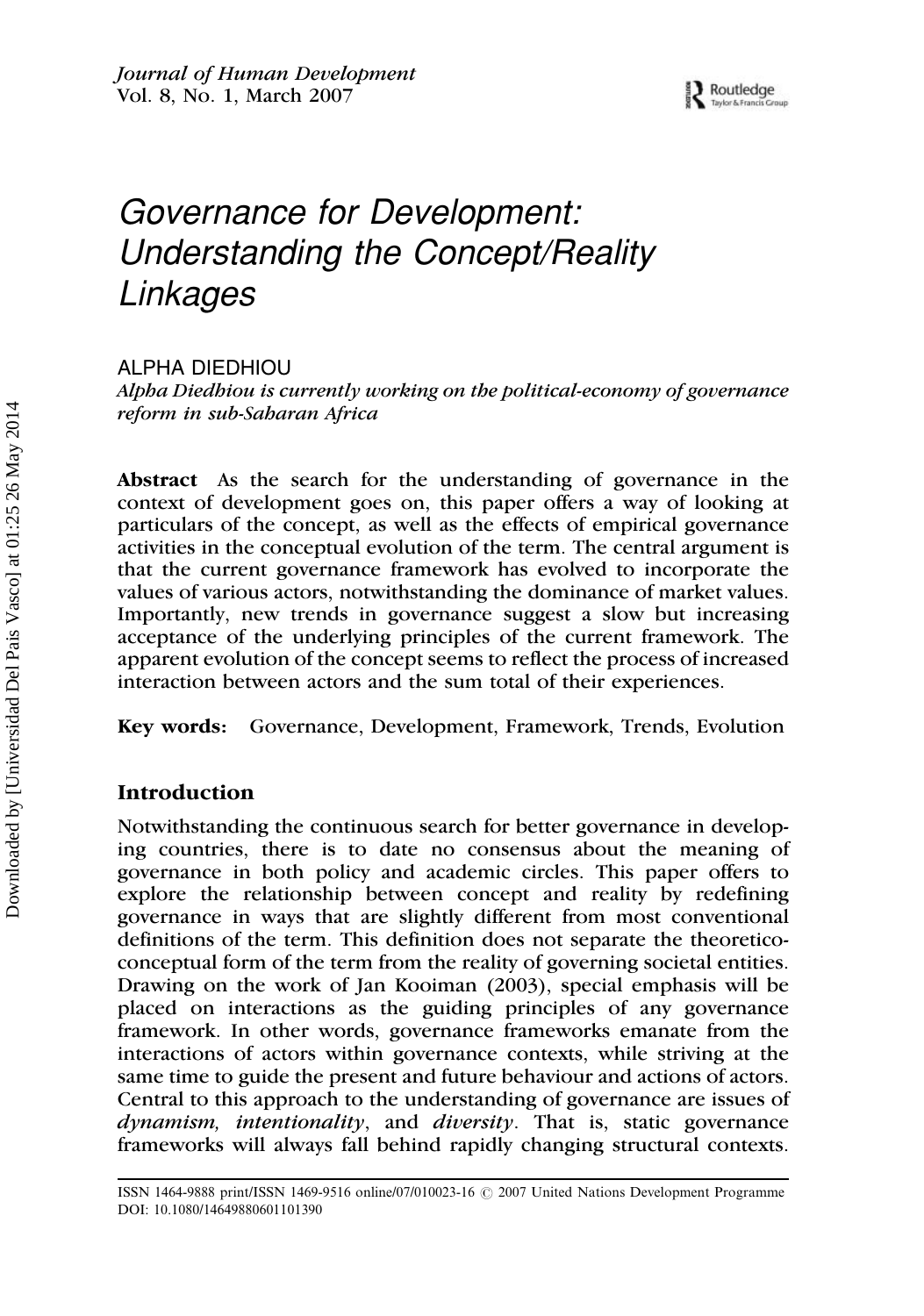# Governance for Development: Understanding the Concept/Reality Linkages

ALPHA DIEDHIOU

*Alpha Diedhiou is currently working on the political-economy of governance reform in sub-Saharan Africa*

**Abstract** As the search for the understanding of governance in the context of development goes on, this paper offers a way of looking at particulars of the concept, as well as the effects of empirical governance activities in the conceptual evolution of the term. The central argument is that the current governance framework has evolved to incorporate the values of various actors, notwithstanding the dominance of market values. Importantly, new trends in governance suggest a slow but increasing acceptance of the underlying principles of the current framework. The apparent evolution of the concept seems to reflect the process of increased interaction between actors and the sum total of their experiences.

**Key words:** Governance, Development, Framework, Trends, Evolution

## Introduction

Notwithstanding the continuous search for better governance in developing countries, there is to date no consensus about the meaning of governance in both policy and academic circles. This paper offers to explore the relationship between concept and reality by redefining governance in ways that are slightly different from most conventional definitions of the term. This definition does not separate the theoretico-conceptual form of the term from the reality of governing societal entities. Drawing on the work of Jan Kooiman (2003), special emphasis will be placed on interactions as the guiding principles of any governance framework. In other words, governance frameworks emanate from the interactions of actors within governance contexts, while striving at the same time to guide the present and future behaviour and actions of actors. Central to this approach to the understanding of governance are issues of *dynamism, intentionality*, and *diversity*. That is, static governance frameworks will always fall behind rapidly changing structural contexts.

ISSN 1464-9888 print/ISSN 1469-9516 online/07/010023-16 © 2007 United Nations Development Programme
DOI: 10.1080/14649880601101390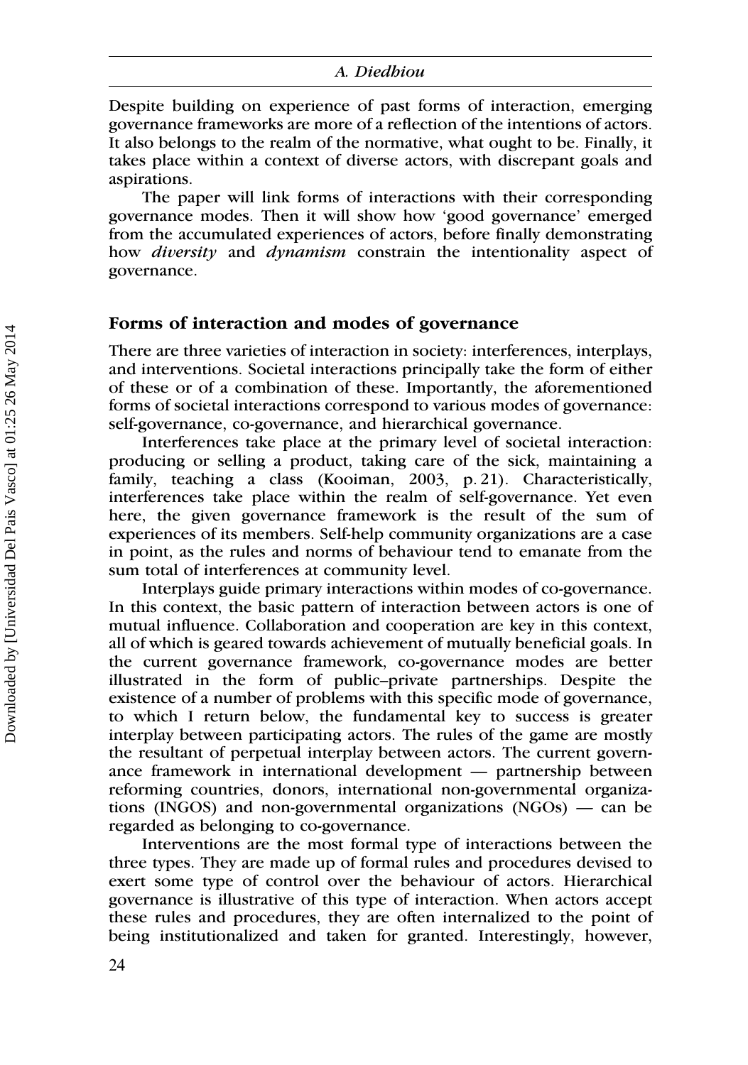Despite building on experience of past forms of interaction, emerging governance frameworks are more of a reflection of the intentions of actors. It also belongs to the realm of the normative, what ought to be. Finally, it takes place within a context of diverse actors, with discrepant goals and aspirations.

The paper will link forms of interactions with their corresponding governance modes. Then it will show how 'good governance' emerged from the accumulated experiences of actors, before finally demonstrating how *diversity* and *dynamism* constrain the intentionality aspect of governance.

## Forms of interaction and modes of governance

There are three varieties of interaction in society: interferences, interplays, and interventions. Societal interactions principally take the form of either of these or of a combination of these. Importantly, the aforementioned forms of societal interactions correspond to various modes of governance: self-governance, co-governance, and hierarchical governance.

Interferences take place at the primary level of societal interaction: producing or selling a product, taking care of the sick, maintaining a family, teaching a class (Kooiman, 2003, p. 21). Characteristically, interferences take place within the realm of self-governance. Yet even here, the given governance framework is the result of the sum of experiences of its members. Self-help community organizations are a case in point, as the rules and norms of behaviour tend to emanate from the sum total of interferences at community level.

Interplays guide primary interactions within modes of co-governance. In this context, the basic pattern of interaction between actors is one of mutual influence. Collaboration and cooperation are key in this context, all of which is geared towards achievement of mutually beneficial goals. In the current governance framework, co-governance modes are better illustrated in the form of public–private partnerships. Despite the existence of a number of problems with this specific mode of governance, to which I return below, the fundamental key to success is greater interplay between participating actors. The rules of the game are mostly the resultant of perpetual interplay between actors. The current governance framework in international development — partnership between reforming countries, donors, international non-governmental organizations (INGOS) and non-governmental organizations (NGOs) — can be regarded as belonging to co-governance.

Interventions are the most formal type of interactions between the three types. They are made up of formal rules and procedures devised to exert some type of control over the behaviour of actors. Hierarchical governance is illustrative of this type of interaction. When actors accept these rules and procedures, they are often internalized to the point of being institutionalized and taken for granted. Interestingly, however,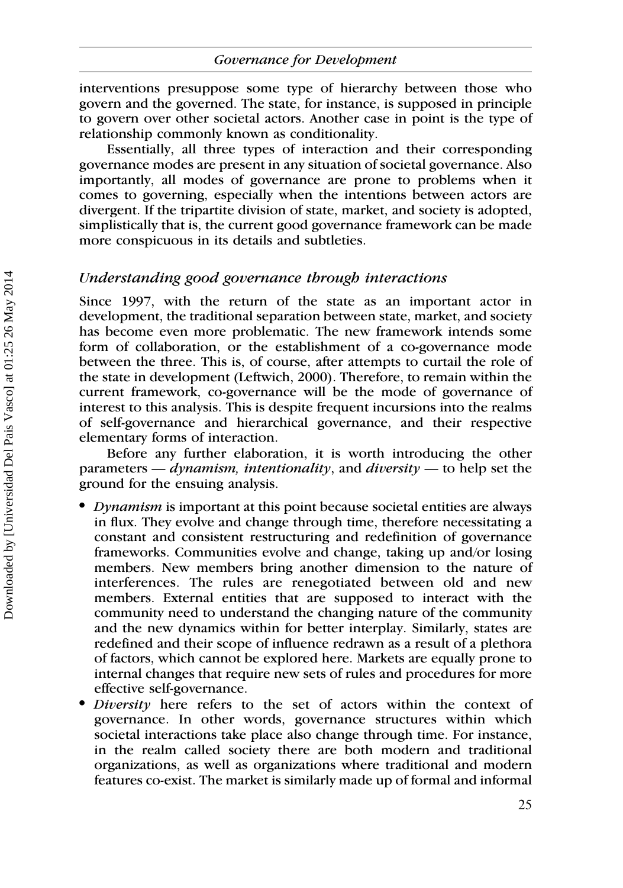interventions presuppose some type of hierarchy between those who govern and the governed. The state, for instance, is supposed in principle to govern over other societal actors. Another case in point is the type of relationship commonly known as conditionality.

Essentially, all three types of interaction and their corresponding governance modes are present in any situation of societal governance. Also importantly, all modes of governance are prone to problems when it comes to governing, especially when the intentions between actors are divergent. If the tripartite division of state, market, and society is adopted, simplistically that is, the current good governance framework can be made more conspicuous in its details and subtleties.

### *Understanding good governance through interactions*

Since 1997, with the return of the state as an important actor in development, the traditional separation between state, market, and society has become even more problematic. The new framework intends some form of collaboration, or the establishment of a co-governance mode between the three. This is, of course, after attempts to curtail the role of the state in development (Leftwich, 2000). Therefore, to remain within the current framework, co-governance will be the mode of governance of interest to this analysis. This is despite frequent incursions into the realms of self-governance and hierarchical governance, and their respective elementary forms of interaction.

Before any further elaboration, it is worth introducing the other parameters — *dynamism, intentionality*, and *diversity* — to help set the ground for the ensuing analysis.

- *Dynamism* is important at this point because societal entities are always in flux. They evolve and change through time, therefore necessitating a constant and consistent restructuring and redefinition of governance frameworks. Communities evolve and change, taking up and/or losing members. New members bring another dimension to the nature of interferences. The rules are renegotiated between old and new members. External entities that are supposed to interact with the community need to understand the changing nature of the community and the new dynamics within for better interplay. Similarly, states are redefined and their scope of influence redrawn as a result of a plethora of factors, which cannot be explored here. Markets are equally prone to internal changes that require new sets of rules and procedures for more effective self-governance.
- *Diversity* here refers to the set of actors within the context of governance. In other words, governance structures within which societal interactions take place also change through time. For instance, in the realm called society there are both modern and traditional organizations, as well as organizations where traditional and modern features co-exist. The market is similarly made up of formal and informal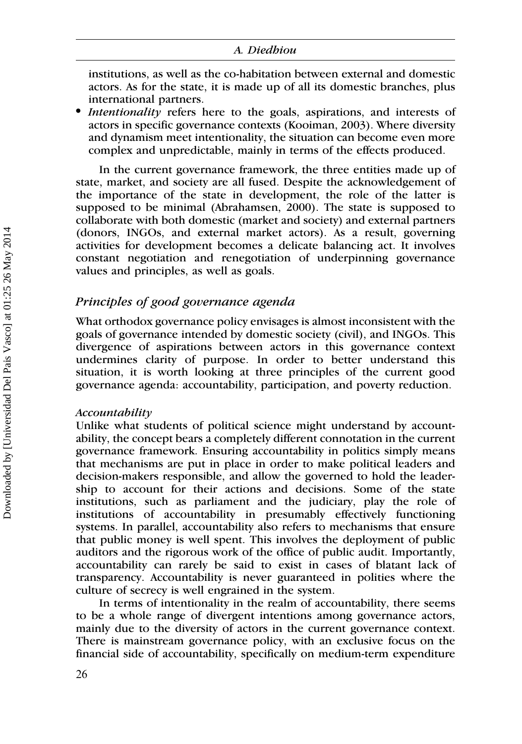institutions, as well as the co-habitation between external and domestic actors. As for the state, it is made up of all its domestic branches, plus international partners.

- *Intentionality* refers here to the goals, aspirations, and interests of actors in specific governance contexts (Kooiman, 2003). Where diversity and dynamism meet intentionality, the situation can become even more complex and unpredictable, mainly in terms of the effects produced.

In the current governance framework, the three entities made up of state, market, and society are all fused. Despite the acknowledgement of the importance of the state in development, the role of the latter is supposed to be minimal (Abrahamsen, 2000). The state is supposed to collaborate with both domestic (market and society) and external partners (donors, INGOs, and external market actors). As a result, governing activities for development becomes a delicate balancing act. It involves constant negotiation and renegotiation of underpinning governance values and principles, as well as goals.

## *Principles of good governance agenda*

What orthodox governance policy envisages is almost inconsistent with the goals of governance intended by domestic society (civil), and INGOs. This divergence of aspirations between actors in this governance context undermines clarity of purpose. In order to better understand this situation, it is worth looking at three principles of the current good governance agenda: accountability, participation, and poverty reduction.

### *Accountability*

Unlike what students of political science might understand by accountability, the concept bears a completely different connotation in the current governance framework. Ensuring accountability in politics simply means that mechanisms are put in place in order to make political leaders and decision-makers responsible, and allow the governed to hold the leadership to account for their actions and decisions. Some of the state institutions, such as parliament and the judiciary, play the role of institutions of accountability in presumably effectively functioning systems. In parallel, accountability also refers to mechanisms that ensure that public money is well spent. This involves the deployment of public auditors and the rigorous work of the office of public audit. Importantly, accountability can rarely be said to exist in cases of blatant lack of transparency. Accountability is never guaranteed in polities where the culture of secrecy is well engrained in the system.

In terms of intentionality in the realm of accountability, there seems to be a whole range of divergent intentions among governance actors, mainly due to the diversity of actors in the current governance context. There is mainstream governance policy, with an exclusive focus on the financial side of accountability, specifically on medium-term expenditure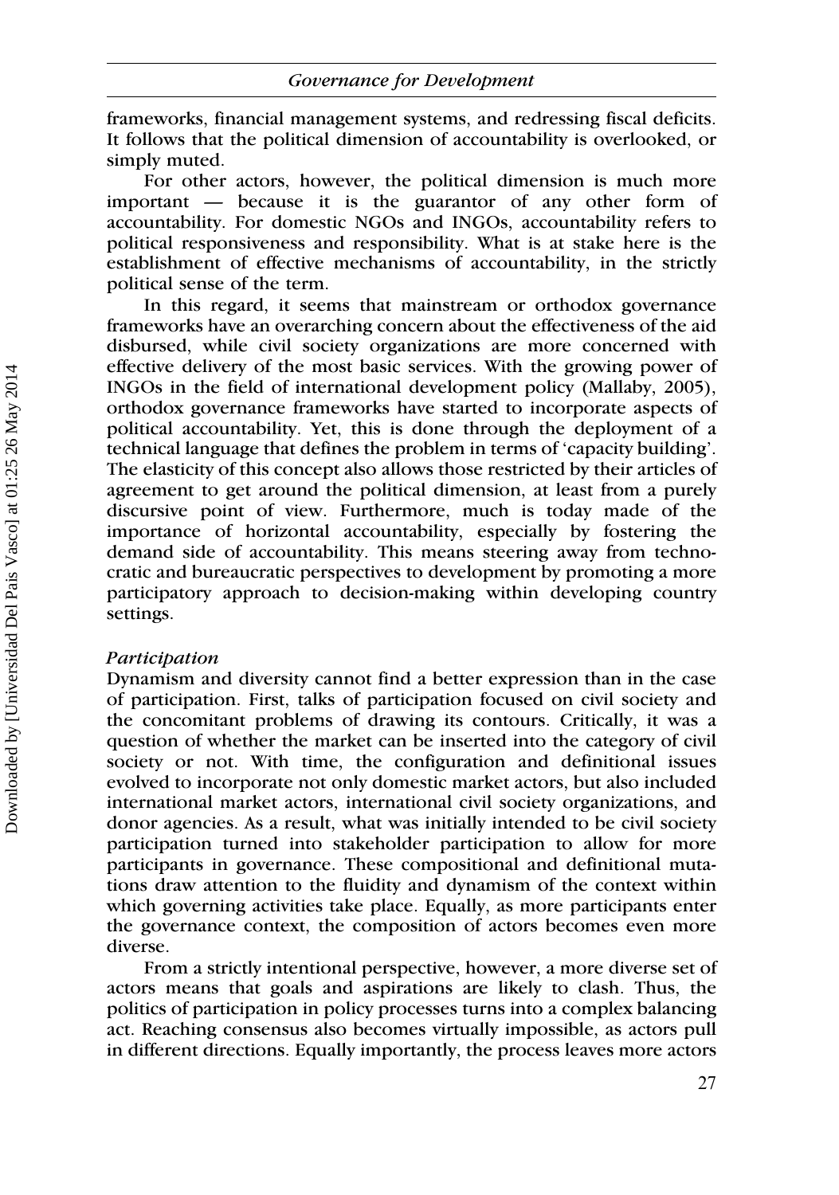frameworks, financial management systems, and redressing fiscal deficits. It follows that the political dimension of accountability is overlooked, or simply muted.

For other actors, however, the political dimension is much more important — because it is the guarantor of any other form of accountability. For domestic NGOs and INGOs, accountability refers to political responsiveness and responsibility. What is at stake here is the establishment of effective mechanisms of accountability, in the strictly political sense of the term.

In this regard, it seems that mainstream or orthodox governance frameworks have an overarching concern about the effectiveness of the aid disbursed, while civil society organizations are more concerned with effective delivery of the most basic services. With the growing power of INGOs in the field of international development policy (Mallaby, 2005), orthodox governance frameworks have started to incorporate aspects of political accountability. Yet, this is done through the deployment of a technical language that defines the problem in terms of 'capacity building'. The elasticity of this concept also allows those restricted by their articles of agreement to get around the political dimension, at least from a purely discursive point of view. Furthermore, much is today made of the importance of horizontal accountability, especially by fostering the demand side of accountability. This means steering away from technocratic and bureaucratic perspectives to development by promoting a more participatory approach to decision-making within developing country settings.

*Participation*

Dynamism and diversity cannot find a better expression than in the case of participation. First, talks of participation focused on civil society and the concomitant problems of drawing its contours. Critically, it was a question of whether the market can be inserted into the category of civil society or not. With time, the configuration and definitional issues evolved to incorporate not only domestic market actors, but also included international market actors, international civil society organizations, and donor agencies. As a result, what was initially intended to be civil society participation turned into stakeholder participation to allow for more participants in governance. These compositional and definitional mutations draw attention to the fluidity and dynamism of the context within which governing activities take place. Equally, as more participants enter the governance context, the composition of actors becomes even more diverse.

From a strictly intentional perspective, however, a more diverse set of actors means that goals and aspirations are likely to clash. Thus, the politics of participation in policy processes turns into a complex balancing act. Reaching consensus also becomes virtually impossible, as actors pull in different directions. Equally importantly, the process leaves more actors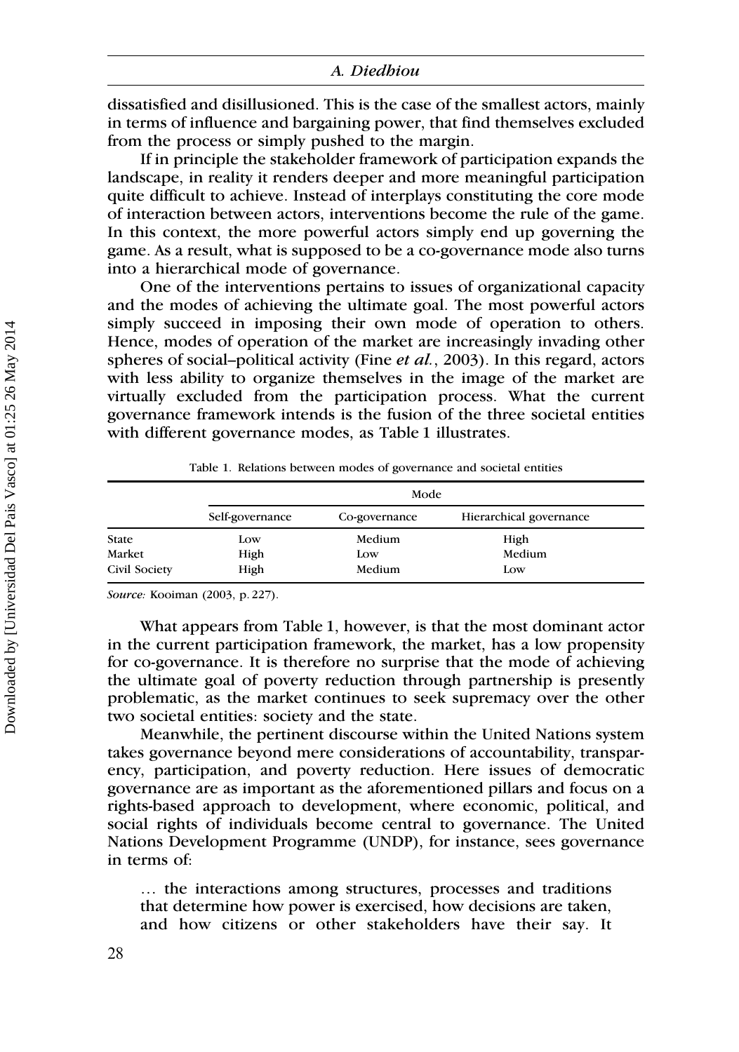dissatisfied and disillusioned. This is the case of the smallest actors, mainly in terms of influence and bargaining power, that find themselves excluded from the process or simply pushed to the margin.

If in principle the stakeholder framework of participation expands the landscape, in reality it renders deeper and more meaningful participation quite difficult to achieve. Instead of interplays constituting the core mode of interaction between actors, interventions become the rule of the game. In this context, the more powerful actors simply end up governing the game. As a result, what is supposed to be a co-governance mode also turns into a hierarchical mode of governance.

One of the interventions pertains to issues of organizational capacity and the modes of achieving the ultimate goal. The most powerful actors simply succeed in imposing their own mode of operation to others. Hence, modes of operation of the market are increasingly invading other spheres of social–political activity (Fine *et al.*, 2003). In this regard, actors with less ability to organize themselves in the image of the market are virtually excluded from the participation process. What the current governance framework intends is the fusion of the three societal entities with different governance modes, as Table 1 illustrates.

Table 1. Relations between modes of governance and societal entities

| | Mode | | |
|---|---|---|---|
| | Self-governance | Co-governance | Hierarchical governance |
| State | Low | Medium | High |
| Market | High | Low | Medium |
| Civil Society | High | Medium | Low |

*Source:* Kooiman (2003, p. 227).

What appears from Table 1, however, is that the most dominant actor in the current participation framework, the market, has a low propensity for co-governance. It is therefore no surprise that the mode of achieving the ultimate goal of poverty reduction through partnership is presently problematic, as the market continues to seek supremacy over the other two societal entities: society and the state.

Meanwhile, the pertinent discourse within the United Nations system takes governance beyond mere considerations of accountability, transparency, participation, and poverty reduction. Here issues of democratic governance are as important as the aforementioned pillars and focus on a rights-based approach to development, where economic, political, and social rights of individuals become central to governance. The United Nations Development Programme (UNDP), for instance, sees governance in terms of:

> … the interactions among structures, processes and traditions that determine how power is exercised, how decisions are taken, and how citizens or other stakeholders have their say. It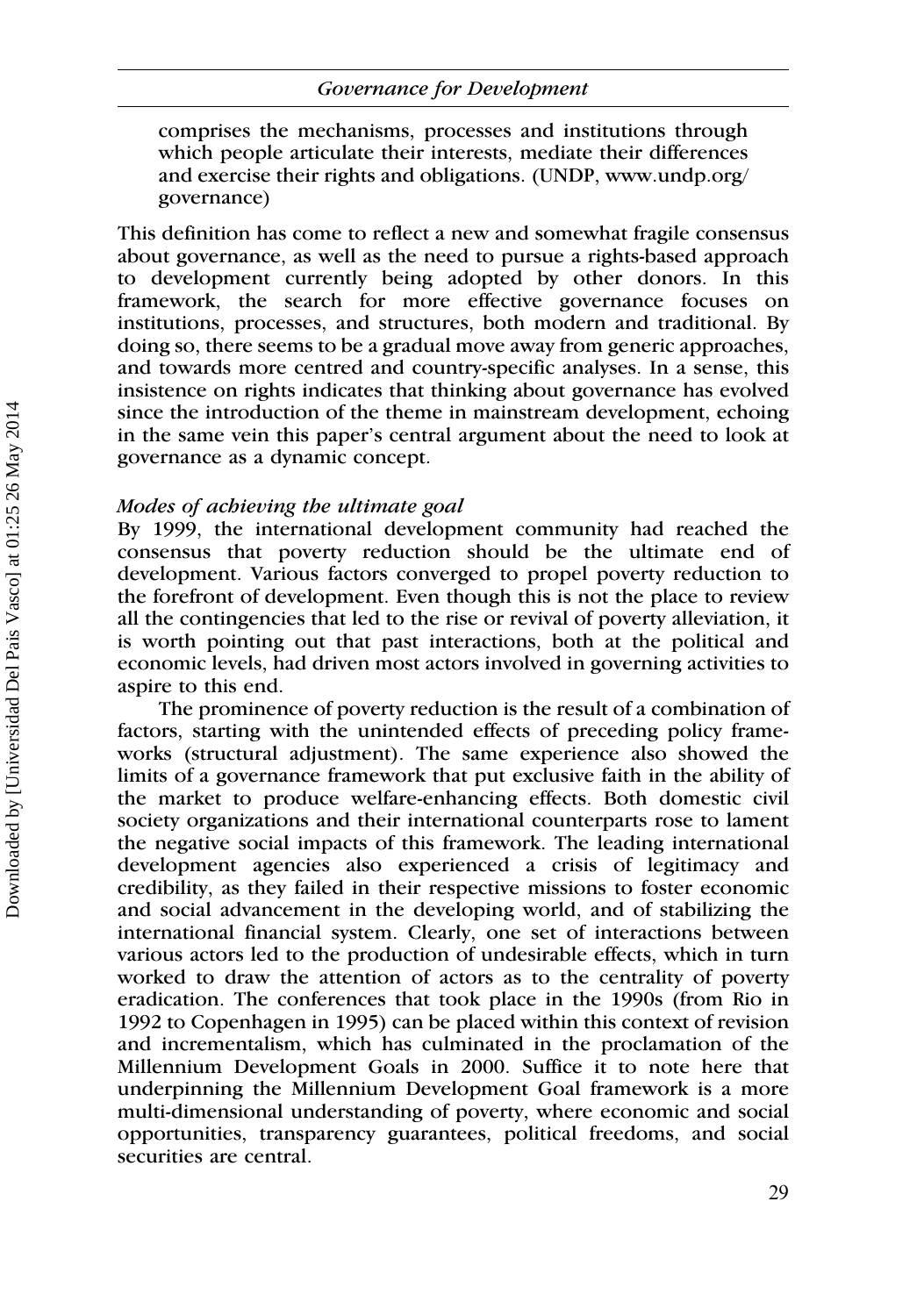comprises the mechanisms, processes and institutions through which people articulate their interests, mediate their differences and exercise their rights and obligations. (UNDP, www.undp.org/governance)

This definition has come to reflect a new and somewhat fragile consensus about governance, as well as the need to pursue a rights-based approach to development currently being adopted by other donors. In this framework, the search for more effective governance focuses on institutions, processes, and structures, both modern and traditional. By doing so, there seems to be a gradual move away from generic approaches, and towards more centred and country-specific analyses. In a sense, this insistence on rights indicates that thinking about governance has evolved since the introduction of the theme in mainstream development, echoing in the same vein this paper's central argument about the need to look at governance as a dynamic concept.

### *Modes of achieving the ultimate goal*

By 1999, the international development community had reached the consensus that poverty reduction should be the ultimate end of development. Various factors converged to propel poverty reduction to the forefront of development. Even though this is not the place to review all the contingencies that led to the rise or revival of poverty alleviation, it is worth pointing out that past interactions, both at the political and economic levels, had driven most actors involved in governing activities to aspire to this end.

The prominence of poverty reduction is the result of a combination of factors, starting with the unintended effects of preceding policy frameworks (structural adjustment). The same experience also showed the limits of a governance framework that put exclusive faith in the ability of the market to produce welfare-enhancing effects. Both domestic civil society organizations and their international counterparts rose to lament the negative social impacts of this framework. The leading international development agencies also experienced a crisis of legitimacy and credibility, as they failed in their respective missions to foster economic and social advancement in the developing world, and of stabilizing the international financial system. Clearly, one set of interactions between various actors led to the production of undesirable effects, which in turn worked to draw the attention of actors as to the centrality of poverty eradication. The conferences that took place in the 1990s (from Rio in 1992 to Copenhagen in 1995) can be placed within this context of revision and incrementalism, which has culminated in the proclamation of the Millennium Development Goals in 2000. Suffice it to note here that underpinning the Millennium Development Goal framework is a more multi-dimensional understanding of poverty, where economic and social opportunities, transparency guarantees, political freedoms, and social securities are central.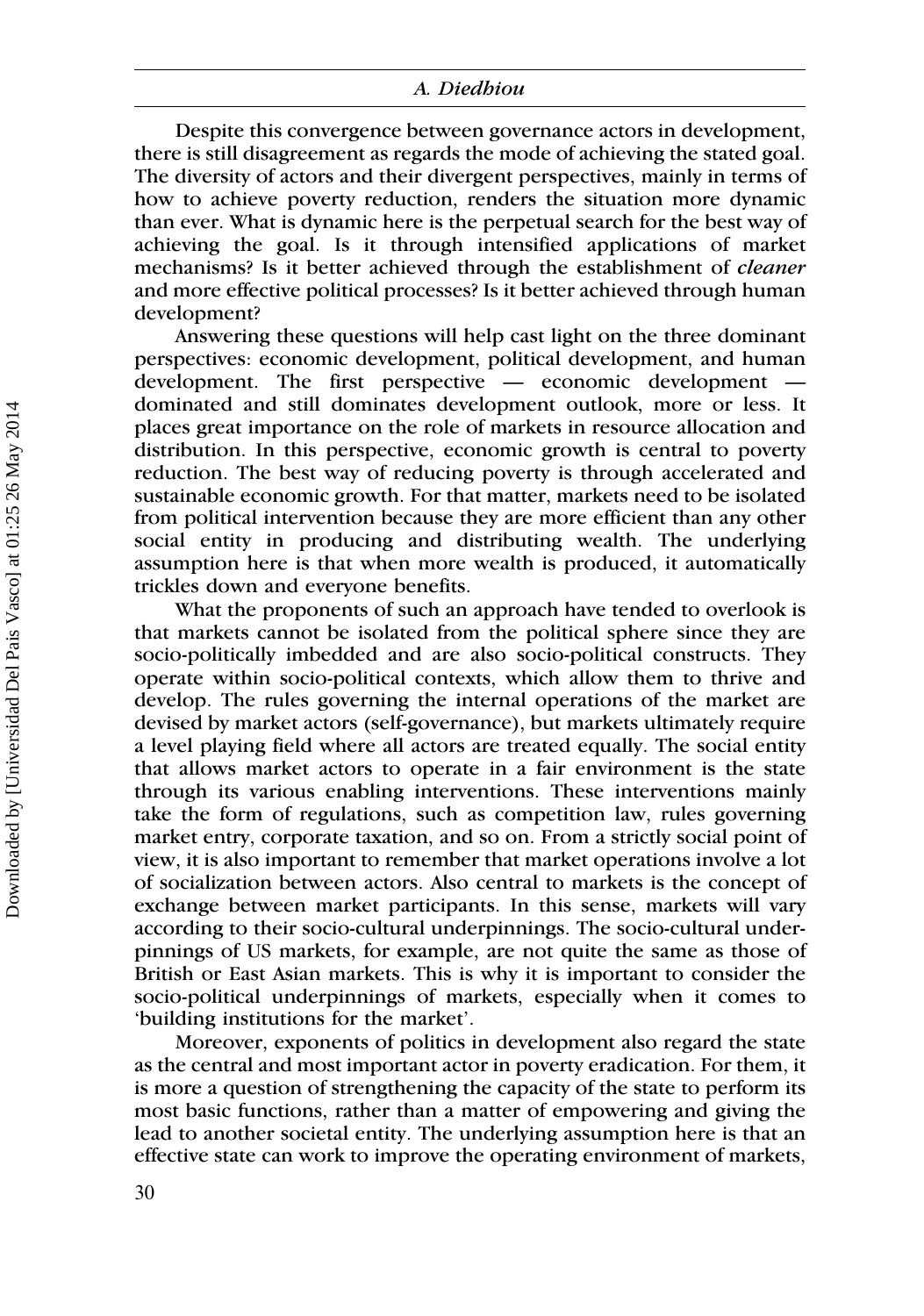Despite this convergence between governance actors in development, there is still disagreement as regards the mode of achieving the stated goal. The diversity of actors and their divergent perspectives, mainly in terms of how to achieve poverty reduction, renders the situation more dynamic than ever. What is dynamic here is the perpetual search for the best way of achieving the goal. Is it through intensified applications of market mechanisms? Is it better achieved through the establishment of *cleaner* and more effective political processes? Is it better achieved through human development?

Answering these questions will help cast light on the three dominant perspectives: economic development, political development, and human development. The first perspective — economic development — dominated and still dominates development outlook, more or less. It places great importance on the role of markets in resource allocation and distribution. In this perspective, economic growth is central to poverty reduction. The best way of reducing poverty is through accelerated and sustainable economic growth. For that matter, markets need to be isolated from political intervention because they are more efficient than any other social entity in producing and distributing wealth. The underlying assumption here is that when more wealth is produced, it automatically trickles down and everyone benefits.

What the proponents of such an approach have tended to overlook is that markets cannot be isolated from the political sphere since they are socio-politically imbedded and are also socio-political constructs. They operate within socio-political contexts, which allow them to thrive and develop. The rules governing the internal operations of the market are devised by market actors (self-governance), but markets ultimately require a level playing field where all actors are treated equally. The social entity that allows market actors to operate in a fair environment is the state through its various enabling interventions. These interventions mainly take the form of regulations, such as competition law, rules governing market entry, corporate taxation, and so on. From a strictly social point of view, it is also important to remember that market operations involve a lot of socialization between actors. Also central to markets is the concept of exchange between market participants. In this sense, markets will vary according to their socio-cultural underpinnings. The socio-cultural underpinnings of US markets, for example, are not quite the same as those of British or East Asian markets. This is why it is important to consider the socio-political underpinnings of markets, especially when it comes to 'building institutions for the market'.

Moreover, exponents of politics in development also regard the state as the central and most important actor in poverty eradication. For them, it is more a question of strengthening the capacity of the state to perform its most basic functions, rather than a matter of empowering and giving the lead to another societal entity. The underlying assumption here is that an effective state can work to improve the operating environment of markets,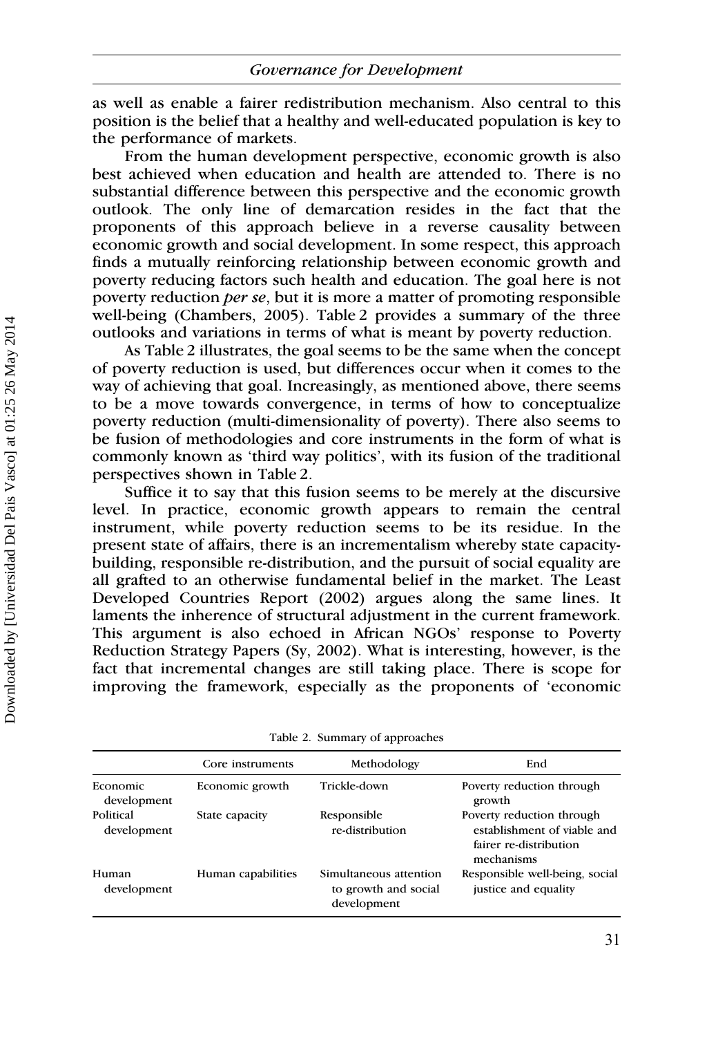as well as enable a fairer redistribution mechanism. Also central to this position is the belief that a healthy and well-educated population is key to the performance of markets.

From the human development perspective, economic growth is also best achieved when education and health are attended to. There is no substantial difference between this perspective and the economic growth outlook. The only line of demarcation resides in the fact that the proponents of this approach believe in a reverse causality between economic growth and social development. In some respect, this approach finds a mutually reinforcing relationship between economic growth and poverty reducing factors such health and education. The goal here is not poverty reduction *per se*, but it is more a matter of promoting responsible well-being (Chambers, 2005). Table 2 provides a summary of the three outlooks and variations in terms of what is meant by poverty reduction.

As Table 2 illustrates, the goal seems to be the same when the concept of poverty reduction is used, but differences occur when it comes to the way of achieving that goal. Increasingly, as mentioned above, there seems to be a move towards convergence, in terms of how to conceptualize poverty reduction (multi-dimensionality of poverty). There also seems to be fusion of methodologies and core instruments in the form of what is commonly known as 'third way politics', with its fusion of the traditional perspectives shown in Table 2.

Suffice it to say that this fusion seems to be merely at the discursive level. In practice, economic growth appears to remain the central instrument, while poverty reduction seems to be its residue. In the present state of affairs, there is an incrementalism whereby state capacity-building, responsible re-distribution, and the pursuit of social equality are all grafted to an otherwise fundamental belief in the market. The Least Developed Countries Report (2002) argues along the same lines. It laments the inherence of structural adjustment in the current framework. This argument is also echoed in African NGOs' response to Poverty Reduction Strategy Papers (Sy, 2002). What is interesting, however, is the fact that incremental changes are still taking place. There is scope for improving the framework, especially as the proponents of 'economic

Table 2. Summary of approaches

| | Core instruments | Methodology | End |
|---|---|---|---|
| Economic development | Economic growth | Trickle-down | Poverty reduction through growth |
| Political development | State capacity | Responsible re-distribution | Poverty reduction through establishment of viable and fairer re-distribution mechanisms |
| Human development | Human capabilities | Simultaneous attention to growth and social development | Responsible well-being, social justice and equality |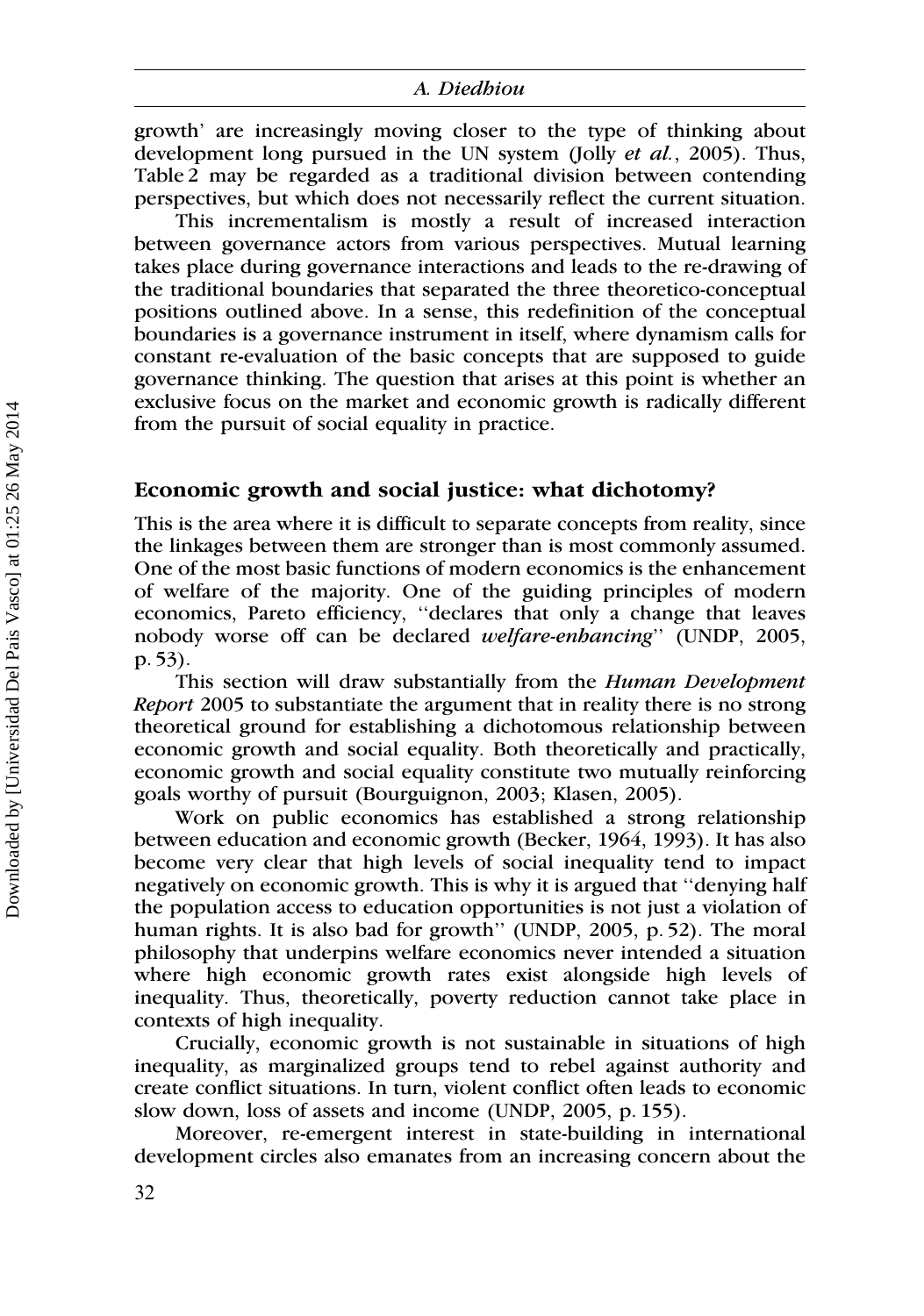growth' are increasingly moving closer to the type of thinking about development long pursued in the UN system (Jolly *et al.*, 2005). Thus, Table 2 may be regarded as a traditional division between contending perspectives, but which does not necessarily reflect the current situation.

This incrementalism is mostly a result of increased interaction between governance actors from various perspectives. Mutual learning takes place during governance interactions and leads to the re-drawing of the traditional boundaries that separated the three theoretico-conceptual positions outlined above. In a sense, this redefinition of the conceptual boundaries is a governance instrument in itself, where dynamism calls for constant re-evaluation of the basic concepts that are supposed to guide governance thinking. The question that arises at this point is whether an exclusive focus on the market and economic growth is radically different from the pursuit of social equality in practice.

## Economic growth and social justice: what dichotomy?

This is the area where it is difficult to separate concepts from reality, since the linkages between them are stronger than is most commonly assumed. One of the most basic functions of modern economics is the enhancement of welfare of the majority. One of the guiding principles of modern economics, Pareto efficiency, ''declares that only a change that leaves nobody worse off can be declared *welfare-enhancing*'' (UNDP, 2005, p. 53).

This section will draw substantially from the *Human Development Report* 2005 to substantiate the argument that in reality there is no strong theoretical ground for establishing a dichotomous relationship between economic growth and social equality. Both theoretically and practically, economic growth and social equality constitute two mutually reinforcing goals worthy of pursuit (Bourguignon, 2003; Klasen, 2005).

Work on public economics has established a strong relationship between education and economic growth (Becker, 1964, 1993). It has also become very clear that high levels of social inequality tend to impact negatively on economic growth. This is why it is argued that ''denying half the population access to education opportunities is not just a violation of human rights. It is also bad for growth'' (UNDP, 2005, p. 52). The moral philosophy that underpins welfare economics never intended a situation where high economic growth rates exist alongside high levels of inequality. Thus, theoretically, poverty reduction cannot take place in contexts of high inequality.

Crucially, economic growth is not sustainable in situations of high inequality, as marginalized groups tend to rebel against authority and create conflict situations. In turn, violent conflict often leads to economic slow down, loss of assets and income (UNDP, 2005, p. 155).

Moreover, re-emergent interest in state-building in international development circles also emanates from an increasing concern about the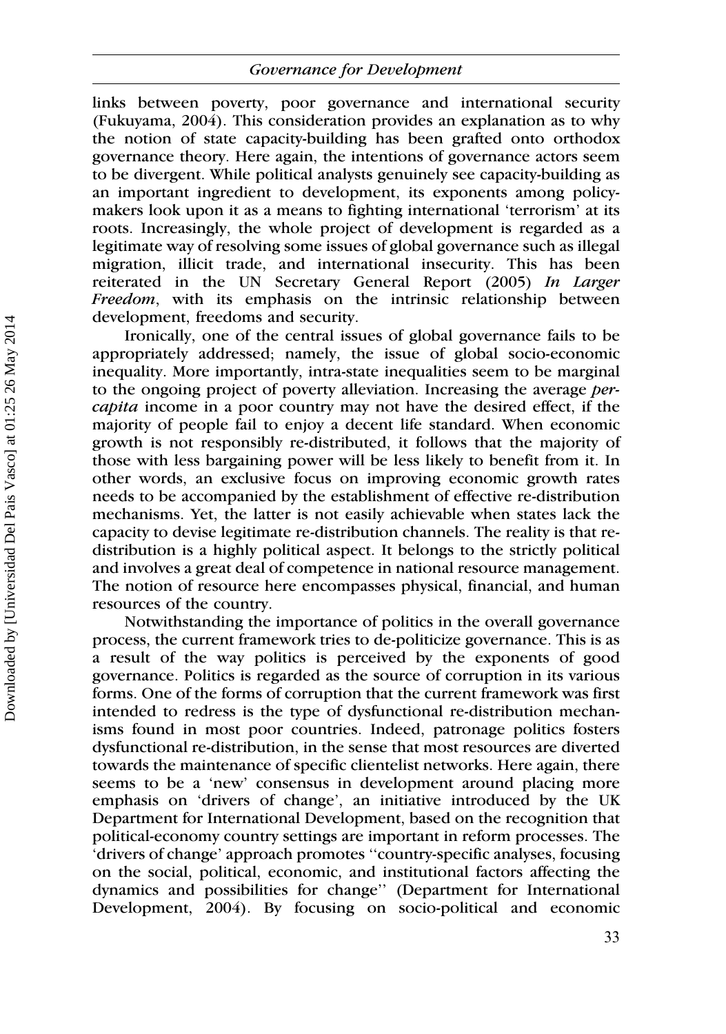links between poverty, poor governance and international security (Fukuyama, 2004). This consideration provides an explanation as to why the notion of state capacity-building has been grafted onto orthodox governance theory. Here again, the intentions of governance actors seem to be divergent. While political analysts genuinely see capacity-building as an important ingredient to development, its exponents among policy-makers look upon it as a means to fighting international 'terrorism' at its roots. Increasingly, the whole project of development is regarded as a legitimate way of resolving some issues of global governance such as illegal migration, illicit trade, and international insecurity. This has been reiterated in the UN Secretary General Report (2005) *In Larger Freedom*, with its emphasis on the intrinsic relationship between development, freedoms and security.

Ironically, one of the central issues of global governance fails to be appropriately addressed; namely, the issue of global socio-economic inequality. More importantly, intra-state inequalities seem to be marginal to the ongoing project of poverty alleviation. Increasing the average *per-capita* income in a poor country may not have the desired effect, if the majority of people fail to enjoy a decent life standard. When economic growth is not responsibly re-distributed, it follows that the majority of those with less bargaining power will be less likely to benefit from it. In other words, an exclusive focus on improving economic growth rates needs to be accompanied by the establishment of effective re-distribution mechanisms. Yet, the latter is not easily achievable when states lack the capacity to devise legitimate re-distribution channels. The reality is that re-distribution is a highly political aspect. It belongs to the strictly political and involves a great deal of competence in national resource management. The notion of resource here encompasses physical, financial, and human resources of the country.

Notwithstanding the importance of politics in the overall governance process, the current framework tries to de-politicize governance. This is as a result of the way politics is perceived by the exponents of good governance. Politics is regarded as the source of corruption in its various forms. One of the forms of corruption that the current framework was first intended to redress is the type of dysfunctional re-distribution mechanisms found in most poor countries. Indeed, patronage politics fosters dysfunctional re-distribution, in the sense that most resources are diverted towards the maintenance of specific clientelist networks. Here again, there seems to be a 'new' consensus in development around placing more emphasis on 'drivers of change', an initiative introduced by the UK Department for International Development, based on the recognition that political-economy country settings are important in reform processes. The 'drivers of change' approach promotes "country-specific analyses, focusing on the social, political, economic, and institutional factors affecting the dynamics and possibilities for change" (Department for International Development, 2004). By focusing on socio-political and economic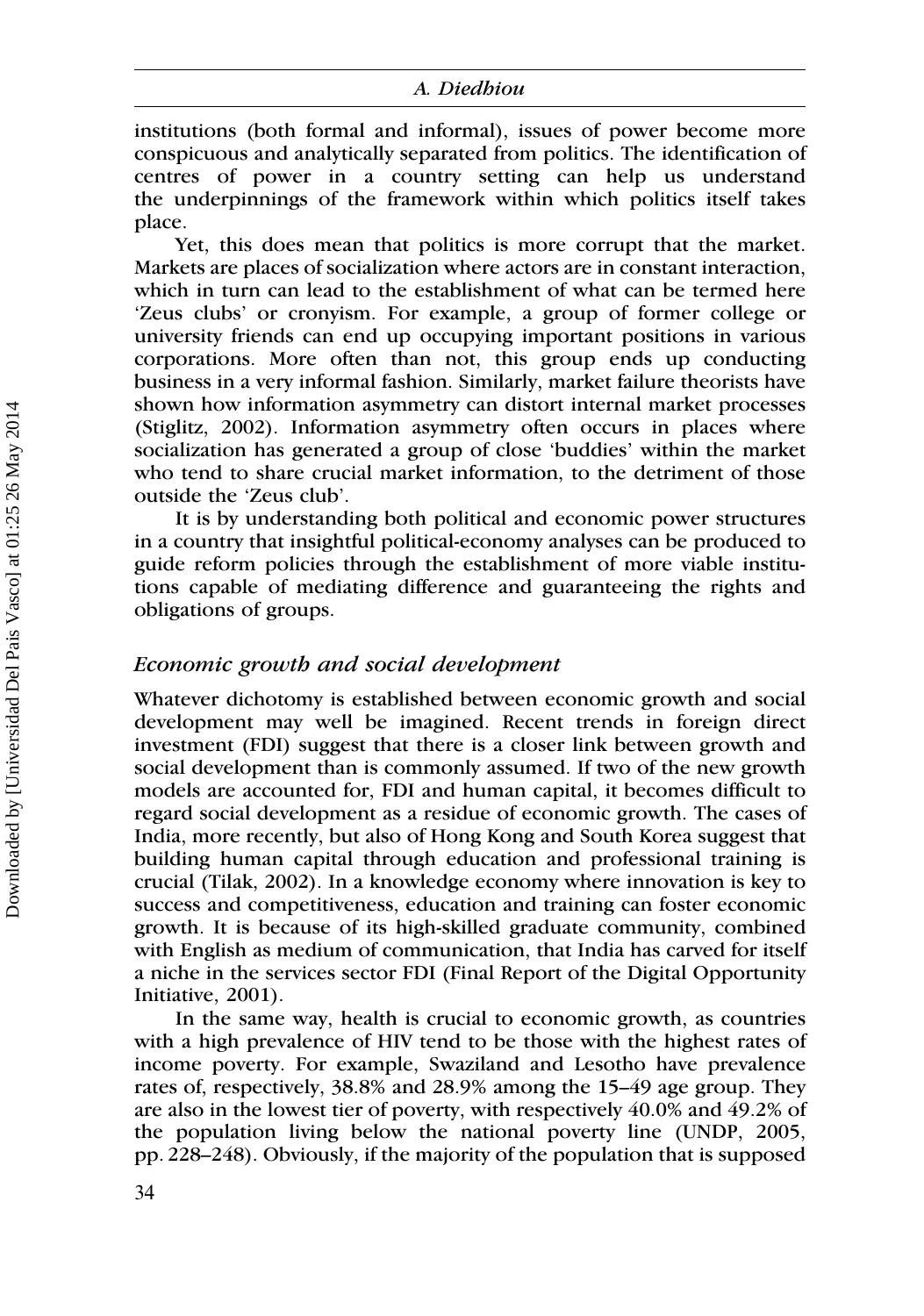institutions (both formal and informal), issues of power become more conspicuous and analytically separated from politics. The identification of centres of power in a country setting can help us understand the underpinnings of the framework within which politics itself takes place.

Yet, this does mean that politics is more corrupt that the market. Markets are places of socialization where actors are in constant interaction, which in turn can lead to the establishment of what can be termed here 'Zeus clubs' or cronyism. For example, a group of former college or university friends can end up occupying important positions in various corporations. More often than not, this group ends up conducting business in a very informal fashion. Similarly, market failure theorists have shown how information asymmetry can distort internal market processes (Stiglitz, 2002). Information asymmetry often occurs in places where socialization has generated a group of close 'buddies' within the market who tend to share crucial market information, to the detriment of those outside the 'Zeus club'.

It is by understanding both political and economic power structures in a country that insightful political-economy analyses can be produced to guide reform policies through the establishment of more viable institutions capable of mediating difference and guaranteeing the rights and obligations of groups.

## *Economic growth and social development*

Whatever dichotomy is established between economic growth and social development may well be imagined. Recent trends in foreign direct investment (FDI) suggest that there is a closer link between growth and social development than is commonly assumed. If two of the new growth models are accounted for, FDI and human capital, it becomes difficult to regard social development as a residue of economic growth. The cases of India, more recently, but also of Hong Kong and South Korea suggest that building human capital through education and professional training is crucial (Tilak, 2002). In a knowledge economy where innovation is key to success and competitiveness, education and training can foster economic growth. It is because of its high-skilled graduate community, combined with English as medium of communication, that India has carved for itself a niche in the services sector FDI (Final Report of the Digital Opportunity Initiative, 2001).

In the same way, health is crucial to economic growth, as countries with a high prevalence of HIV tend to be those with the highest rates of income poverty. For example, Swaziland and Lesotho have prevalence rates of, respectively, 38.8% and 28.9% among the 15–49 age group. They are also in the lowest tier of poverty, with respectively 40.0% and 49.2% of the population living below the national poverty line (UNDP, 2005, pp. 228–248). Obviously, if the majority of the population that is supposed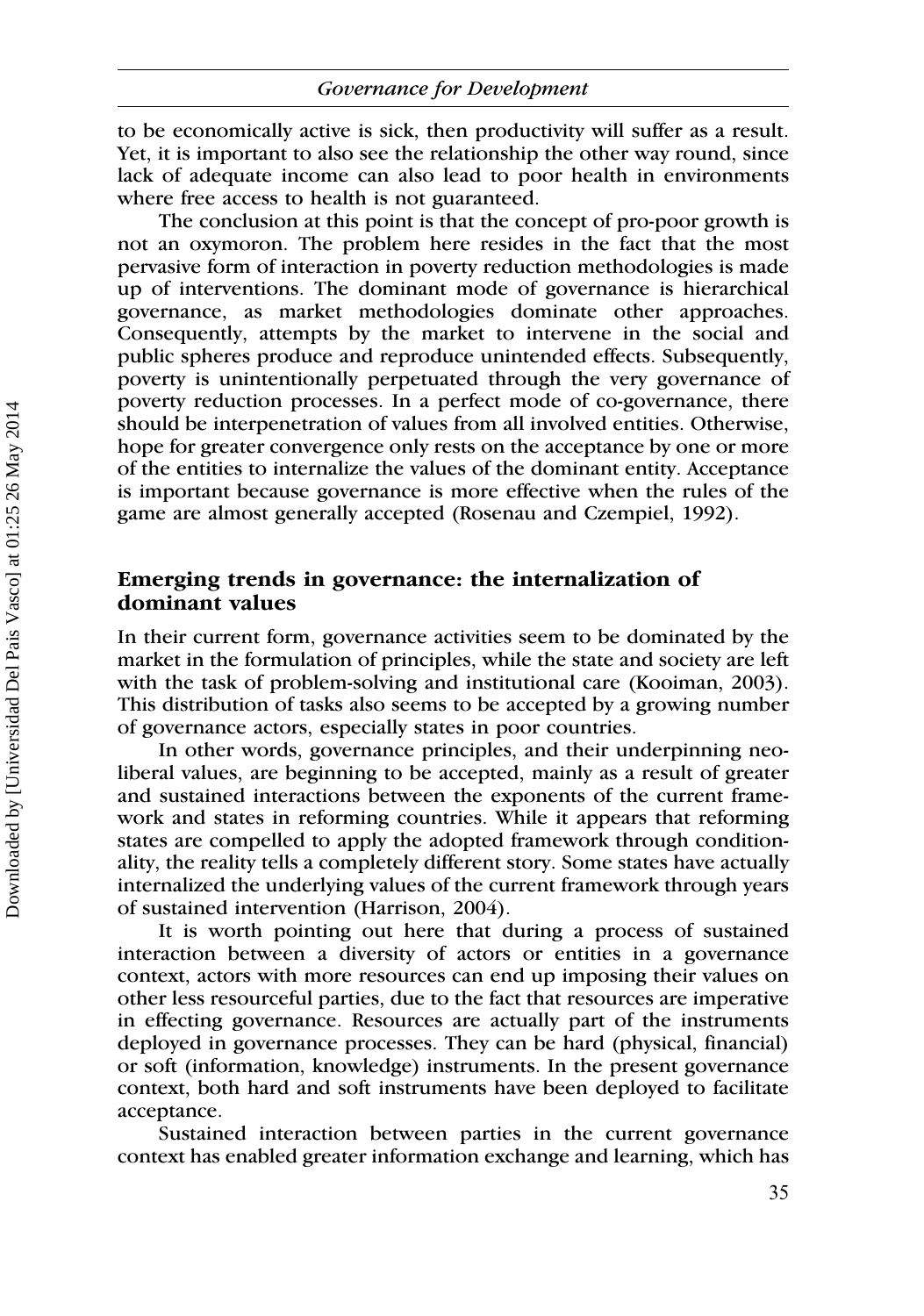to be economically active is sick, then productivity will suffer as a result. Yet, it is important to also see the relationship the other way round, since lack of adequate income can also lead to poor health in environments where free access to health is not guaranteed.

The conclusion at this point is that the concept of pro-poor growth is not an oxymoron. The problem here resides in the fact that the most pervasive form of interaction in poverty reduction methodologies is made up of interventions. The dominant mode of governance is hierarchical governance, as market methodologies dominate other approaches. Consequently, attempts by the market to intervene in the social and public spheres produce and reproduce unintended effects. Subsequently, poverty is unintentionally perpetuated through the very governance of poverty reduction processes. In a perfect mode of co-governance, there should be interpenetration of values from all involved entities. Otherwise, hope for greater convergence only rests on the acceptance by one or more of the entities to internalize the values of the dominant entity. Acceptance is important because governance is more effective when the rules of the game are almost generally accepted (Rosenau and Czempiel, 1992).

## Emerging trends in governance: the internalization of dominant values

In their current form, governance activities seem to be dominated by the market in the formulation of principles, while the state and society are left with the task of problem-solving and institutional care (Kooiman, 2003). This distribution of tasks also seems to be accepted by a growing number of governance actors, especially states in poor countries.

In other words, governance principles, and their underpinning neo-liberal values, are beginning to be accepted, mainly as a result of greater and sustained interactions between the exponents of the current framework and states in reforming countries. While it appears that reforming states are compelled to apply the adopted framework through conditionality, the reality tells a completely different story. Some states have actually internalized the underlying values of the current framework through years of sustained intervention (Harrison, 2004).

It is worth pointing out here that during a process of sustained interaction between a diversity of actors or entities in a governance context, actors with more resources can end up imposing their values on other less resourceful parties, due to the fact that resources are imperative in effecting governance. Resources are actually part of the instruments deployed in governance processes. They can be hard (physical, financial) or soft (information, knowledge) instruments. In the present governance context, both hard and soft instruments have been deployed to facilitate acceptance.

Sustained interaction between parties in the current governance context has enabled greater information exchange and learning, which has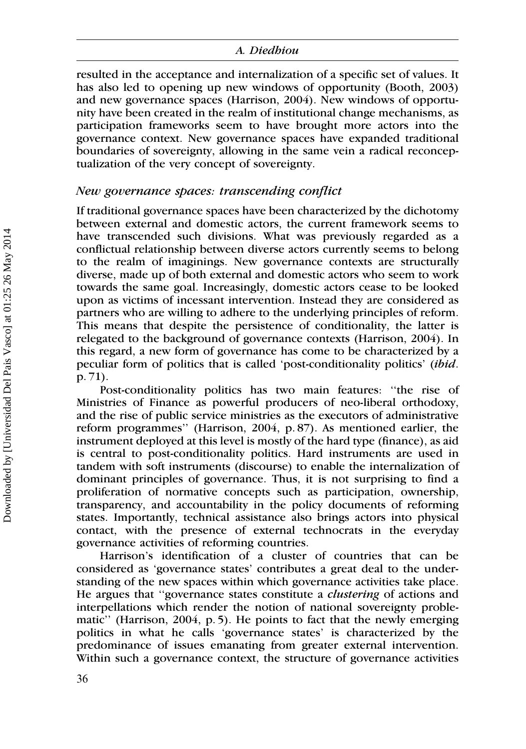resulted in the acceptance and internalization of a specific set of values. It has also led to opening up new windows of opportunity (Booth, 2003) and new governance spaces (Harrison, 2004). New windows of opportunity have been created in the realm of institutional change mechanisms, as participation frameworks seem to have brought more actors into the governance context. New governance spaces have expanded traditional boundaries of sovereignty, allowing in the same vein a radical reconceptualization of the very concept of sovereignty.

### *New governance spaces: transcending conflict*

If traditional governance spaces have been characterized by the dichotomy between external and domestic actors, the current framework seems to have transcended such divisions. What was previously regarded as a conflictual relationship between diverse actors currently seems to belong to the realm of imaginings. New governance contexts are structurally diverse, made up of both external and domestic actors who seem to work towards the same goal. Increasingly, domestic actors cease to be looked upon as victims of incessant intervention. Instead they are considered as partners who are willing to adhere to the underlying principles of reform. This means that despite the persistence of conditionality, the latter is relegated to the background of governance contexts (Harrison, 2004). In this regard, a new form of governance has come to be characterized by a peculiar form of politics that is called 'post-conditionality politics' (*ibid*. p. 71).

Post-conditionality politics has two main features: ''the rise of Ministries of Finance as powerful producers of neo-liberal orthodoxy, and the rise of public service ministries as the executors of administrative reform programmes'' (Harrison, 2004, p. 87). As mentioned earlier, the instrument deployed at this level is mostly of the hard type (finance), as aid is central to post-conditionality politics. Hard instruments are used in tandem with soft instruments (discourse) to enable the internalization of dominant principles of governance. Thus, it is not surprising to find a proliferation of normative concepts such as participation, ownership, transparency, and accountability in the policy documents of reforming states. Importantly, technical assistance also brings actors into physical contact, with the presence of external technocrats in the everyday governance activities of reforming countries.

Harrison's identification of a cluster of countries that can be considered as 'governance states' contributes a great deal to the understanding of the new spaces within which governance activities take place. He argues that ''governance states constitute a *clustering* of actions and interpellations which render the notion of national sovereignty problematic'' (Harrison, 2004, p. 5). He points to fact that the newly emerging politics in what he calls 'governance states' is characterized by the predominance of issues emanating from greater external intervention. Within such a governance context, the structure of governance activities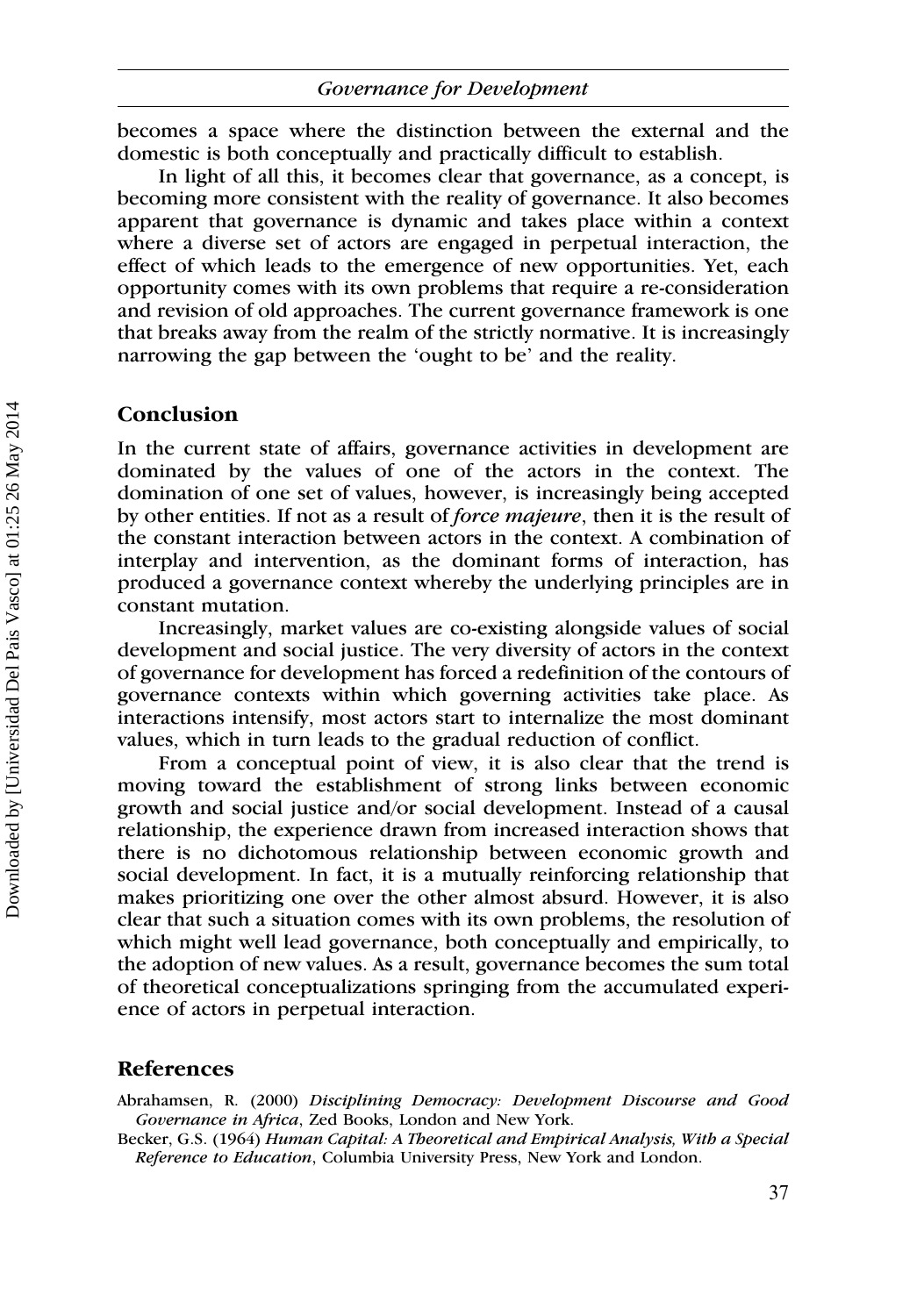becomes a space where the distinction between the external and the domestic is both conceptually and practically difficult to establish.

In light of all this, it becomes clear that governance, as a concept, is becoming more consistent with the reality of governance. It also becomes apparent that governance is dynamic and takes place within a context where a diverse set of actors are engaged in perpetual interaction, the effect of which leads to the emergence of new opportunities. Yet, each opportunity comes with its own problems that require a re-consideration and revision of old approaches. The current governance framework is one that breaks away from the realm of the strictly normative. It is increasingly narrowing the gap between the 'ought to be' and the reality.

## Conclusion

In the current state of affairs, governance activities in development are dominated by the values of one of the actors in the context. The domination of one set of values, however, is increasingly being accepted by other entities. If not as a result of *force majeure*, then it is the result of the constant interaction between actors in the context. A combination of interplay and intervention, as the dominant forms of interaction, has produced a governance context whereby the underlying principles are in constant mutation.

Increasingly, market values are co-existing alongside values of social development and social justice. The very diversity of actors in the context of governance for development has forced a redefinition of the contours of governance contexts within which governing activities take place. As interactions intensify, most actors start to internalize the most dominant values, which in turn leads to the gradual reduction of conflict.

From a conceptual point of view, it is also clear that the trend is moving toward the establishment of strong links between economic growth and social justice and/or social development. Instead of a causal relationship, the experience drawn from increased interaction shows that there is no dichotomous relationship between economic growth and social development. In fact, it is a mutually reinforcing relationship that makes prioritizing one over the other almost absurd. However, it is also clear that such a situation comes with its own problems, the resolution of which might well lead governance, both conceptually and empirically, to the adoption of new values. As a result, governance becomes the sum total of theoretical conceptualizations springing from the accumulated experience of actors in perpetual interaction.

## References

Abrahamsen, R. (2000) *Disciplining Democracy: Development Discourse and Good Governance in Africa*, Zed Books, London and New York.

Becker, G.S. (1964) *Human Capital: A Theoretical and Empirical Analysis, With a Special Reference to Education*, Columbia University Press, New York and London.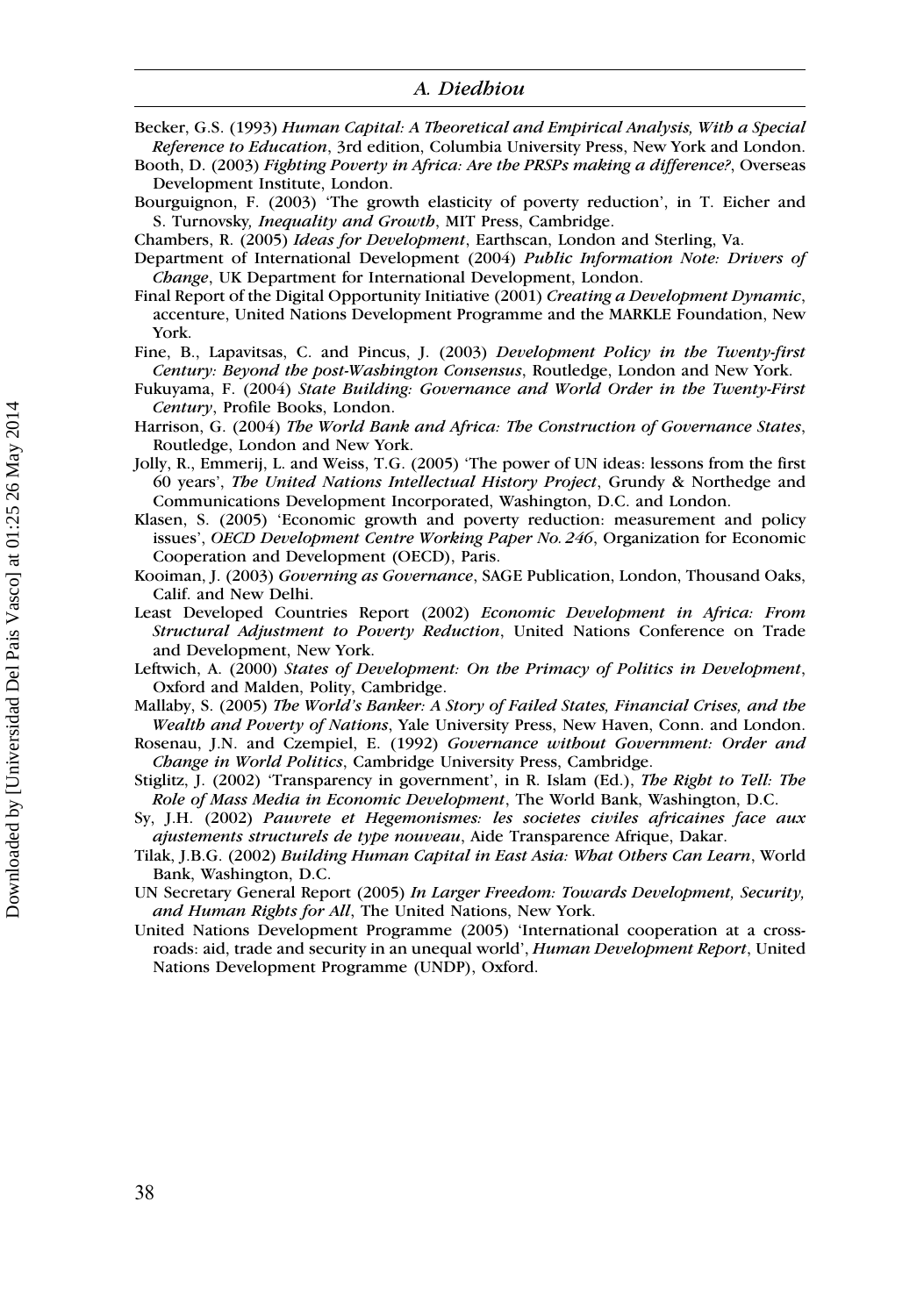Becker, G.S. (1993) *Human Capital: A Theoretical and Empirical Analysis, With a Special Reference to Education*, 3rd edition, Columbia University Press, New York and London.

Booth, D. (2003) *Fighting Poverty in Africa: Are the PRSPs making a difference?*, Overseas Development Institute, London.

Bourguignon, F. (2003) 'The growth elasticity of poverty reduction', in T. Eicher and S. Turnovsky, *Inequality and Growth*, MIT Press, Cambridge.

Chambers, R. (2005) *Ideas for Development*, Earthscan, London and Sterling, Va.

Department of International Development (2004) *Public Information Note: Drivers of Change*, UK Department for International Development, London.

Final Report of the Digital Opportunity Initiative (2001) *Creating a Development Dynamic*, accenture, United Nations Development Programme and the MARKLE Foundation, New York.

Fine, B., Lapavitsas, C. and Pincus, J. (2003) *Development Policy in the Twenty-first Century: Beyond the post-Washington Consensus*, Routledge, London and New York.

Fukuyama, F. (2004) *State Building: Governance and World Order in the Twenty-First Century*, Profile Books, London.

Harrison, G. (2004) *The World Bank and Africa: The Construction of Governance States*, Routledge, London and New York.

Jolly, R., Emmerij, L. and Weiss, T.G. (2005) 'The power of UN ideas: lessons from the first 60 years', *The United Nations Intellectual History Project*, Grundy & Northedge and Communications Development Incorporated, Washington, D.C. and London.

Klasen, S. (2005) 'Economic growth and poverty reduction: measurement and policy issues', *OECD Development Centre Working Paper No. 246*, Organization for Economic Cooperation and Development (OECD), Paris.

Kooiman, J. (2003) *Governing as Governance*, SAGE Publication, London, Thousand Oaks, Calif. and New Delhi.

Least Developed Countries Report (2002) *Economic Development in Africa: From Structural Adjustment to Poverty Reduction*, United Nations Conference on Trade and Development, New York.

Leftwich, A. (2000) *States of Development: On the Primacy of Politics in Development*, Oxford and Malden, Polity, Cambridge.

Mallaby, S. (2005) *The World's Banker: A Story of Failed States, Financial Crises, and the Wealth and Poverty of Nations*, Yale University Press, New Haven, Conn. and London.

Rosenau, J.N. and Czempiel, E. (1992) *Governance without Government: Order and Change in World Politics*, Cambridge University Press, Cambridge.

Stiglitz, J. (2002) 'Transparency in government', in R. Islam (Ed.), *The Right to Tell: The Role of Mass Media in Economic Development*, The World Bank, Washington, D.C.

Sy, J.H. (2002) *Pauvrete et Hegemonismes: les societes civiles africaines face aux ajustements structurels de type nouveau*, Aide Transparence Afrique, Dakar.

Tilak, J.B.G. (2002) *Building Human Capital in East Asia: What Others Can Learn*, World Bank, Washington, D.C.

UN Secretary General Report (2005) *In Larger Freedom: Towards Development, Security, and Human Rights for All*, The United Nations, New York.

United Nations Development Programme (2005) 'International cooperation at a crossroads: aid, trade and security in an unequal world', *Human Development Report*, United Nations Development Programme (UNDP), Oxford.